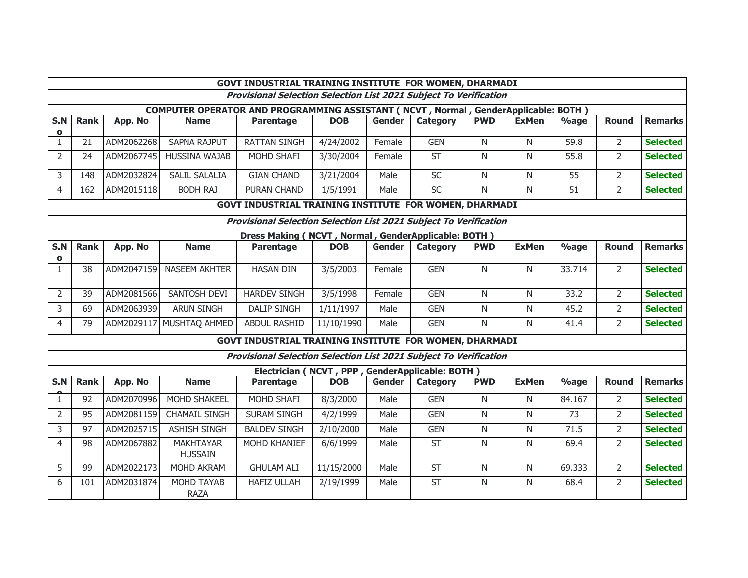## GOVT INDUSTRIAL TRAINING INSTITUTE FOR WOMEN, DHARMADI

***Provisional Selection Selection List 2021 Subject To Verification***

**COMPUTER OPERATOR AND PROGRAMMING ASSISTANT ( NCVT , Normal , GenderApplicable: BOTH )**

| S.No | Rank | App. No | Name | Parentage | DOB | Gender | Category | PWD | ExMen | %age | Round | Remarks |
|---|---|---|---|---|---|---|---|---|---|---|---|---|
| 1 | 21 | ADM2062268 | SAPNA RAJPUT | RATTAN SINGH | 4/24/2002 | Female | GEN | N | N | 59.8 | 2 | **Selected** |
| 2 | 24 | ADM2067745 | HUSSINA WAJAB | MOHD SHAFI | 3/30/2004 | Female | ST | N | N | 55.8 | 2 | **Selected** |
| 3 | 148 | ADM2032824 | SALIL SALALIA | GIAN CHAND | 3/21/2004 | Male | SC | N | N | 55 | 2 | **Selected** |
| 4 | 162 | ADM2015118 | BODH RAJ | PURAN CHAND | 1/5/1991 | Male | SC | N | N | 51 | 2 | **Selected** |

## GOVT INDUSTRIAL TRAINING INSTITUTE FOR WOMEN, DHARMADI

***Provisional Selection Selection List 2021 Subject To Verification***

**Dress Making ( NCVT , Normal , GenderApplicable: BOTH )**

| S.No | Rank | App. No | Name | Parentage | DOB | Gender | Category | PWD | ExMen | %age | Round | Remarks |
|---|---|---|---|---|---|---|---|---|---|---|---|---|
| 1 | 38 | ADM2047159 | NASEEM AKHTER | HASAN DIN | 3/5/2003 | Female | GEN | N | N | 33.714 | 2 | **Selected** |
| 2 | 39 | ADM2081566 | SANTOSH DEVI | HARDEV SINGH | 3/5/1998 | Female | GEN | N | N | 33.2 | 2 | **Selected** |
| 3 | 69 | ADM2063939 | ARUN SINGH | DALIP SINGH | 1/11/1997 | Male | GEN | N | N | 45.2 | 2 | **Selected** |
| 4 | 79 | ADM2029117 | MUSHTAQ AHMED | ABDUL RASHID | 11/10/1990 | Male | GEN | N | N | 41.4 | 2 | **Selected** |

## GOVT INDUSTRIAL TRAINING INSTITUTE FOR WOMEN, DHARMADI

***Provisional Selection Selection List 2021 Subject To Verification***

**Electrician ( NCVT , PPP , GenderApplicable: BOTH )**

| S.No | Rank | App. No | Name | Parentage | DOB | Gender | Category | PWD | ExMen | %age | Round | Remarks |
|---|---|---|---|---|---|---|---|---|---|---|---|---|
| 1 | 92 | ADM2070996 | MOHD SHAKEEL | MOHD SHAFI | 8/3/2000 | Male | GEN | N | N | 84.167 | 2 | **Selected** |
| 2 | 95 | ADM2081159 | CHAMAIL SINGH | SURAM SINGH | 4/2/1999 | Male | GEN | N | N | 73 | 2 | **Selected** |
| 3 | 97 | ADM2025715 | ASHISH SINGH | BALDEV SINGH | 2/10/2000 | Male | GEN | N | N | 71.5 | 2 | **Selected** |
| 4 | 98 | ADM2067882 | MAKHTAYAR HUSSAIN | MOHD KHANIEF | 6/6/1999 | Male | ST | N | N | 69.4 | 2 | **Selected** |
| 5 | 99 | ADM2022173 | MOHD AKRAM | GHULAM ALI | 11/15/2000 | Male | ST | N | N | 69.333 | 2 | **Selected** |
| 6 | 101 | ADM2031874 | MOHD TAYAB RAZA | HAFIZ ULLAH | 2/19/1999 | Male | ST | N | N | 68.4 | 2 | **Selected** |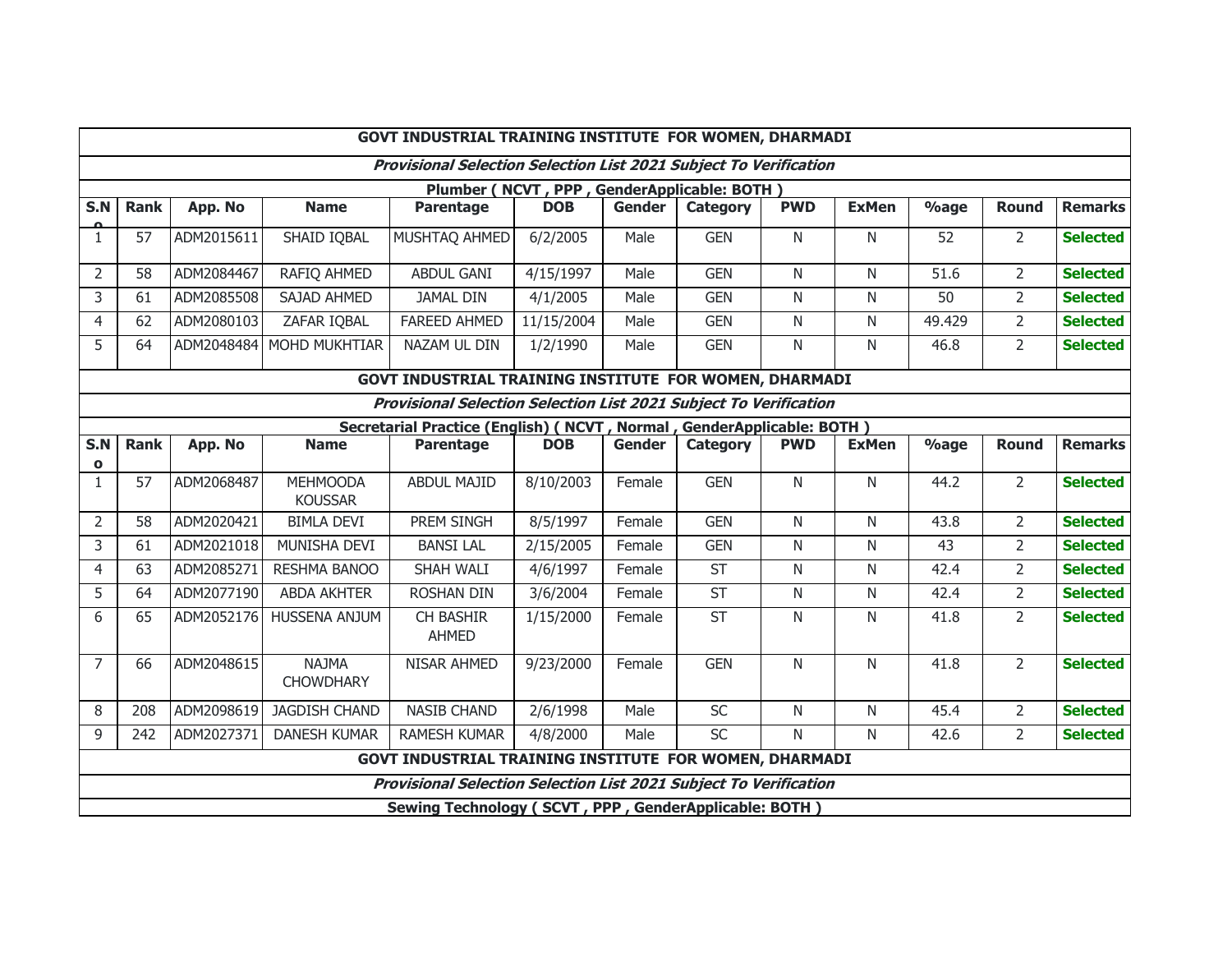### GOVT INDUSTRIAL TRAINING INSTITUTE FOR WOMEN, DHARMADI

***Provisional Selection Selection List 2021 Subject To Verification***

**Plumber ( NCVT , PPP , GenderApplicable: BOTH )**

| S.No | Rank | App. No | Name | Parentage | DOB | Gender | Category | PWD | ExMen | %age | Round | Remarks |
|---|---|---|---|---|---|---|---|---|---|---|---|---|
| 1 | 57 | ADM2015611 | SHAID IQBAL | MUSHTAQ AHMED | 6/2/2005 | Male | GEN | N | N | 52 | 2 | **Selected** |
| 2 | 58 | ADM2084467 | RAFIQ AHMED | ABDUL GANI | 4/15/1997 | Male | GEN | N | N | 51.6 | 2 | **Selected** |
| 3 | 61 | ADM2085508 | SAJAD AHMED | JAMAL DIN | 4/1/2005 | Male | GEN | N | N | 50 | 2 | **Selected** |
| 4 | 62 | ADM2080103 | ZAFAR IQBAL | FAREED AHMED | 11/15/2004 | Male | GEN | N | N | 49.429 | 2 | **Selected** |
| 5 | 64 | ADM2048484 | MOHD MUKHTIAR | NAZAM UL DIN | 1/2/1990 | Male | GEN | N | N | 46.8 | 2 | **Selected** |

### GOVT INDUSTRIAL TRAINING INSTITUTE FOR WOMEN, DHARMADI

***Provisional Selection Selection List 2021 Subject To Verification***

**Secretarial Practice (English) ( NCVT , Normal , GenderApplicable: BOTH )**

| S.No | Rank | App. No | Name | Parentage | DOB | Gender | Category | PWD | ExMen | %age | Round | Remarks |
|---|---|---|---|---|---|---|---|---|---|---|---|---|
| 1 | 57 | ADM2068487 | MEHMOODA KOUSSAR | ABDUL MAJID | 8/10/2003 | Female | GEN | N | N | 44.2 | 2 | **Selected** |
| 2 | 58 | ADM2020421 | BIMLA DEVI | PREM SINGH | 8/5/1997 | Female | GEN | N | N | 43.8 | 2 | **Selected** |
| 3 | 61 | ADM2021018 | MUNISHA DEVI | BANSI LAL | 2/15/2005 | Female | GEN | N | N | 43 | 2 | **Selected** |
| 4 | 63 | ADM2085271 | RESHMA BANOO | SHAH WALI | 4/6/1997 | Female | ST | N | N | 42.4 | 2 | **Selected** |
| 5 | 64 | ADM2077190 | ABDA AKHTER | ROSHAN DIN | 3/6/2004 | Female | ST | N | N | 42.4 | 2 | **Selected** |
| 6 | 65 | ADM2052176 | HUSSENA ANJUM | CH BASHIR AHMED | 1/15/2000 | Female | ST | N | N | 41.8 | 2 | **Selected** |
| 7 | 66 | ADM2048615 | NAJMA CHOWDHARY | NISAR AHMED | 9/23/2000 | Female | GEN | N | N | 41.8 | 2 | **Selected** |
| 8 | 208 | ADM2098619 | JAGDISH CHAND | NASIB CHAND | 2/6/1998 | Male | SC | N | N | 45.4 | 2 | **Selected** |
| 9 | 242 | ADM2027371 | DANESH KUMAR | RAMESH KUMAR | 4/8/2000 | Male | SC | N | N | 42.6 | 2 | **Selected** |

### GOVT INDUSTRIAL TRAINING INSTITUTE FOR WOMEN, DHARMADI

***Provisional Selection Selection List 2021 Subject To Verification***

**Sewing Technology ( SCVT , PPP , GenderApplicable: BOTH )**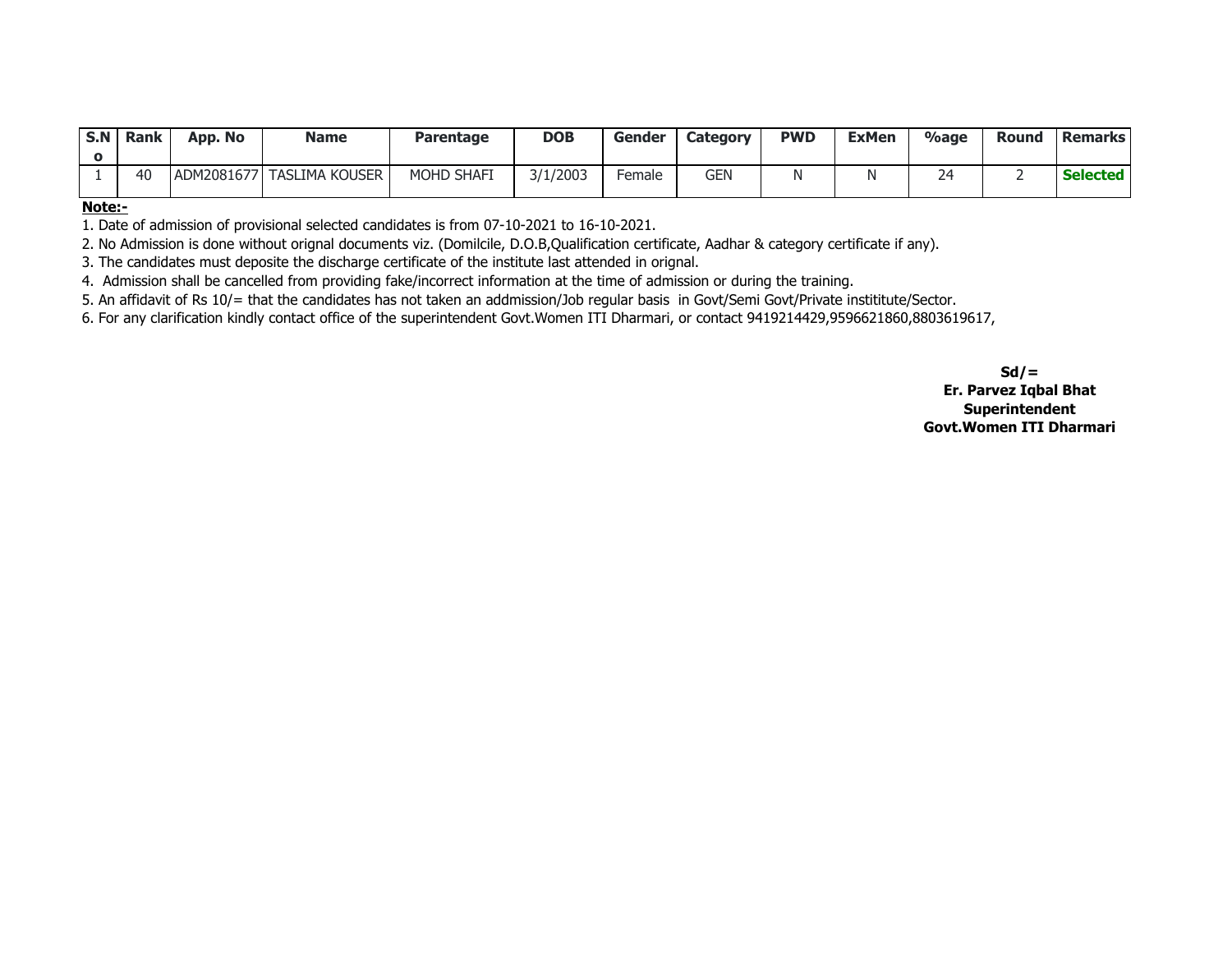| S.No | Rank | App. No | Name | Parentage | DOB | Gender | Category | PWD | ExMen | %age | Round | Remarks |
|---|---|---|---|---|---|---|---|---|---|---|---|---|
| 1 | 40 | ADM2081677 | TASLIMA KOUSER | MOHD SHAFI | 3/1/2003 | Female | GEN | N | N | 24 | 2 | **Selected** |

**Note:-**

1. Date of admission of provisional selected candidates is from 07-10-2021 to 16-10-2021.
2. No Admission is done without orignal documents viz. (Domilcile, D.O.B,Qualification certificate, Aadhar & category certificate if any).
3. The candidates must deposite the discharge certificate of the institute last attended in orignal.
4. Admission shall be cancelled from providing fake/incorrect information at the time of admission or during the training.
5. An affidavit of Rs 10/= that the candidates has not taken an addmission/Job regular basis in Govt/Semi Govt/Private instititute/Sector.
6. For any clarification kindly contact office of the superintendent Govt.Women ITI Dharmari, or contact 9419214429,9596621860,8803619617,

**Sd/=**
**Er. Parvez Iqbal Bhat**
**Superintendent**
**Govt.Women ITI Dharmari**